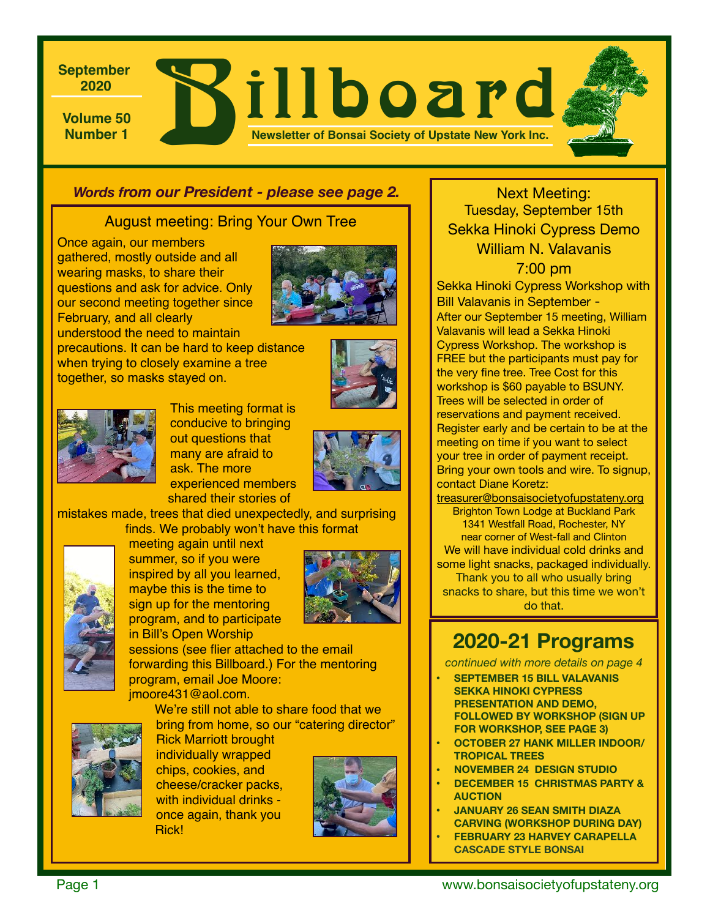September 2020

Volume 50 Number 1

# Billboard

**Newsletter of Bonsai Society of Upstate New York Inc.**

***Words from our President - please see page 2.***

## August meeting: Bring Your Own Tree

Once again, our members gathered, mostly outside and all wearing masks, to share their questions and ask for advice. Only our second meeting together since February, and all clearly understood the need to maintain precautions. It can be hard to keep distance when trying to closely examine a tree together, so masks stayed on.

This meeting format is conducive to bringing out questions that many are afraid to ask. The more experienced members shared their stories of mistakes made, trees that died unexpectedly, and surprising finds. We probably won't have this format meeting again until next summer, so if you were inspired by all you learned, maybe this is the time to sign up for the mentoring program, and to participate in Bill's Open Worship sessions (see flier attached to the email forwarding this Billboard.) For the mentoring program, email Joe Moore: jmoore431@aol.com.

We're still not able to share food that we bring from home, so our "catering director" Rick Marriott brought individually wrapped chips, cookies, and cheese/cracker packs, with individual drinks - once again, thank you Rick!

## Next Meeting:

Tuesday, September 15th
Sekka Hinoki Cypress Demo
William N. Valavanis
7:00 pm

Sekka Hinoki Cypress Workshop with Bill Valavanis in September - After our September 15 meeting, William Valavanis will lead a Sekka Hinoki Cypress Workshop. The workshop is FREE but the participants must pay for the very fine tree. Tree Cost for this workshop is $60 payable to BSUNY. Trees will be selected in order of reservations and payment received. Register early and be certain to be at the meeting on time if you want to select your tree in order of payment receipt. Bring your own tools and wire. To signup, contact Diane Koretz: treasurer@bonsaisocietyofupstateny.org

Brighton Town Lodge at Buckland Park
1341 Westfall Road, Rochester, NY
near corner of West-fall and Clinton

We will have individual cold drinks and some light snacks, packaged individually. Thank you to all who usually bring snacks to share, but this time we won't do that.

## 2020-21 Programs

*continued with more details on page 4*

- **SEPTEMBER 15 BILL VALAVANIS SEKKA HINOKI CYPRESS PRESENTATION AND DEMO, FOLLOWED BY WORKSHOP (SIGN UP FOR WORKSHOP, SEE PAGE 3)**
- **OCTOBER 27 HANK MILLER INDOOR/ TROPICAL TREES**
- **NOVEMBER 24 DESIGN STUDIO**
- **DECEMBER 15 CHRISTMAS PARTY & AUCTION**
- **JANUARY 26 SEAN SMITH DIAZA CARVING (WORKSHOP DURING DAY)**
- **FEBRUARY 23 HARVEY CARAPELLA CASCADE STYLE BONSAI**

www.bonsaisocietyofupstateny.org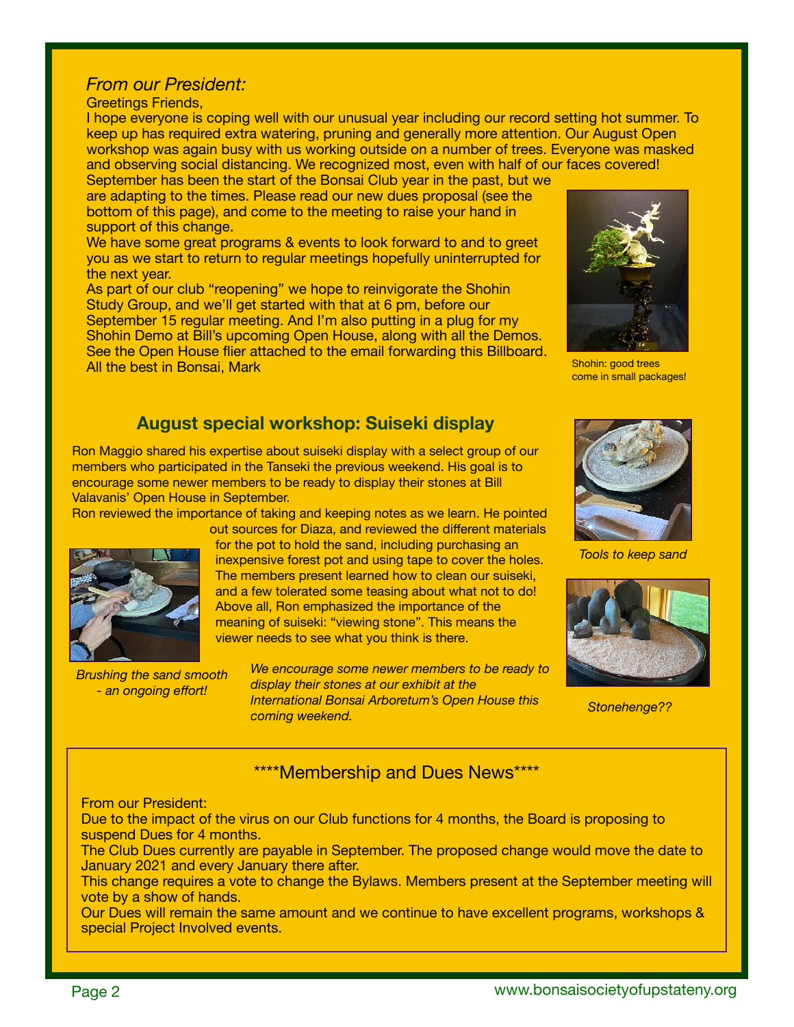*From our President:*

Greetings Friends,

I hope everyone is coping well with our unusual year including our record setting hot summer. To keep up has required extra watering, pruning and generally more attention. Our August Open workshop was again busy with us working outside on a number of trees. Everyone was masked and observing social distancing. We recognized most, even with half of our faces covered!

September has been the start of the Bonsai Club year in the past, but we are adapting to the times. Please read our new dues proposal (see the bottom of this page), and come to the meeting to raise your hand in support of this change.

We have some great programs & events to look forward to and to greet you as we start to return to regular meetings hopefully uninterrupted for the next year.

As part of our club "reopening" we hope to reinvigorate the Shohin Study Group, and we'll get started with that at 6 pm, before our September 15 regular meeting. And I'm also putting in a plug for my Shohin Demo at Bill's upcoming Open House, along with all the Demos. See the Open House flier attached to the email forwarding this Billboard.

All the best in Bonsai, Mark

Shohin: good trees come in small packages!

## August special workshop: Suiseki display

Ron Maggio shared his expertise about suiseki display with a select group of our members who participated in the Tanseki the previous weekend. His goal is to encourage some newer members to be ready to display their stones at Bill Valavanis' Open House in September.

Ron reviewed the importance of taking and keeping notes as we learn. He pointed out sources for Diaza, and reviewed the different materials for the pot to hold the sand, including purchasing an inexpensive forest pot and using tape to cover the holes. The members present learned how to clean our suiseki, and a few tolerated some teasing about what not to do! Above all, Ron emphasized the importance of the meaning of suiseki: "viewing stone". This means the viewer needs to see what you think is there.

*Brushing the sand smooth - an ongoing effort!*

*We encourage some newer members to be ready to display their stones at our exhibit at the International Bonsai Arboretum's Open House this coming weekend.*

*Tools to keep sand*

*Stonehenge??*

## ****Membership and Dues News****

From our President:

Due to the impact of the virus on our Club functions for 4 months, the Board is proposing to suspend Dues for 4 months.

The Club Dues currently are payable in September. The proposed change would move the date to January 2021 and every January there after.

This change requires a vote to change the Bylaws. Members present at the September meeting will vote by a show of hands.

Our Dues will remain the same amount and we continue to have excellent programs, workshops & special Project Involved events.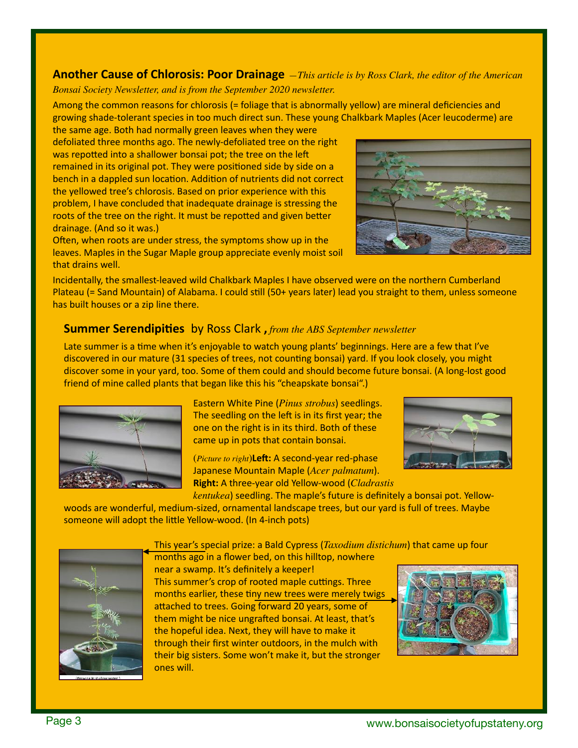## Another Cause of Chlorosis: Poor Drainage

*—This article is by Ross Clark, the editor of the American Bonsai Society Newsletter, and is from the September 2020 newsletter.*

Among the common reasons for chlorosis (= foliage that is abnormally yellow) are mineral deficiencies and growing shade-tolerant species in too much direct sun. These young Chalkbark Maples (Acer leucoderme) are the same age. Both had normally green leaves when they were defoliated three months ago. The newly-defoliated tree on the right was repotted into a shallower bonsai pot; the tree on the left remained in its original pot. They were positioned side by side on a bench in a dappled sun location. Addition of nutrients did not correct the yellowed tree's chlorosis. Based on prior experience with this problem, I have concluded that inadequate drainage is stressing the roots of the tree on the right. It must be repotted and given better drainage. (And so it was.)

Often, when roots are under stress, the symptoms show up in the leaves. Maples in the Sugar Maple group appreciate evenly moist soil that drains well.

Incidentally, the smallest-leaved wild Chalkbark Maples I have observed were on the northern Cumberland Plateau (= Sand Mountain) of Alabama. I could still (50+ years later) lead you straight to them, unless someone has built houses or a zip line there.

## Summer Serendipities by Ross Clark, *from the ABS September newsletter*

Late summer is a time when it's enjoyable to watch young plants' beginnings. Here are a few that I've discovered in our mature (31 species of trees, not counting bonsai) yard. If you look closely, you might discover some in your yard, too. Some of them could and should become future bonsai. (A long-lost good friend of mine called plants that began like this his "cheapskate bonsai".)

Eastern White Pine (*Pinus strobus*) seedlings. The seedling on the left is in its first year; the one on the right is in its third. Both of these came up in pots that contain bonsai.

(*Picture to right*) **Left:** A second-year red-phase Japanese Mountain Maple (*Acer palmatum*). **Right:** A three-year old Yellow-wood (*Cladrastis kentukea*) seedling. The maple's future is definitely a bonsai pot. Yellow-woods are wonderful, medium-sized, ornamental landscape trees, but our yard is full of trees. Maybe someone will adopt the little Yellow-wood. (In 4-inch pots)

This year's special prize: a Bald Cypress (*Taxodium distichum*) that came up four months ago in a flower bed, on this hilltop, nowhere near a swamp. It's definitely a keeper!

(Grown in shallow water.)

This summer's crop of rooted maple cuttings. Three months earlier, these tiny new trees were merely twigs attached to trees. Going forward 20 years, some of them might be nice ungrafted bonsai. At least, that's the hopeful idea. Next, they will have to make it through their first winter outdoors, in the mulch with their big sisters. Some won't make it, but the stronger ones will.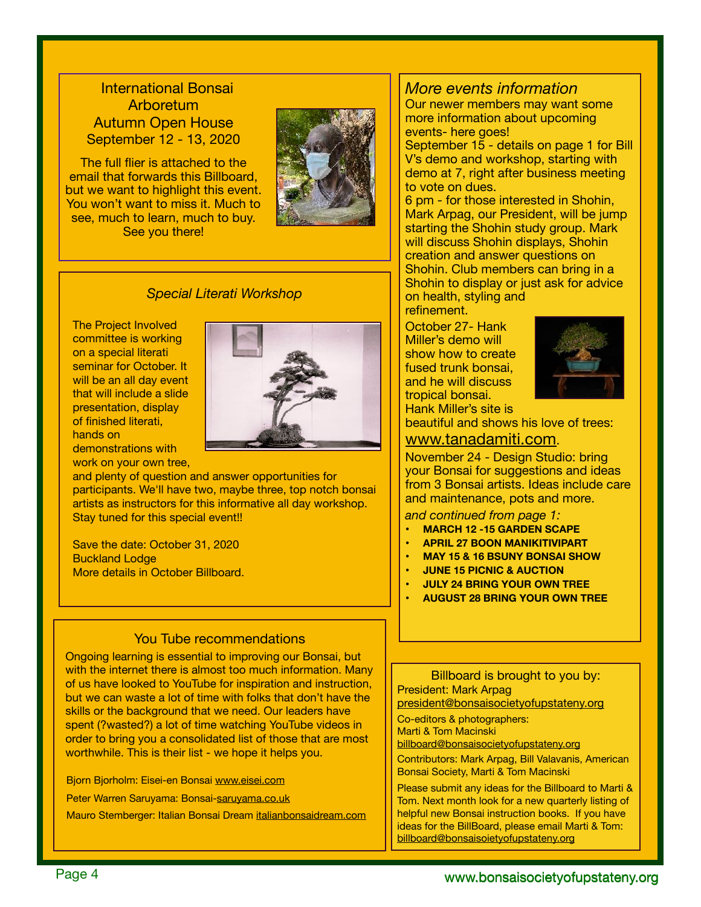## International Bonsai Arboretum Autumn Open House
## September 12 - 13, 2020

The full flier is attached to the email that forwards this Billboard, but we want to highlight this event. You won't want to miss it. Much to see, much to learn, much to buy. See you there!

### *Special Literati Workshop*

The Project Involved committee is working on a special literati seminar for October. It will be an all day event that will include a slide presentation, display of finished literati, hands on demonstrations with work on your own tree, and plenty of question and answer opportunities for participants. We'll have two, maybe three, top notch bonsai artists as instructors for this informative all day workshop. Stay tuned for this special event!!

Save the date: October 31, 2020
Buckland Lodge
More details in October Billboard.

### You Tube recommendations

Ongoing learning is essential to improving our Bonsai, but with the internet there is almost too much information. Many of us have looked to YouTube for inspiration and instruction, but we can waste a lot of time with folks that don't have the skills or the background that we need. Our leaders have spent (?wasted?) a lot of time watching YouTube videos in order to bring you a consolidated list of those that are most worthwhile. This is their list - we hope it helps you.

Bjorn Bjorholm: Eisei-en Bonsai www.eisei.com

Peter Warren Saruyama: Bonsai-saruyama.co.uk

Mauro Stemberger: Italian Bonsai Dream italianbonsaidream.com

## *More events information*

Our newer members may want some more information about upcoming events- here goes!

September 15 - details on page 1 for Bill V's demo and workshop, starting with demo at 7, right after business meeting to vote on dues.

6 pm - for those interested in Shohin, Mark Arpag, our President, will be jump starting the Shohin study group. Mark will discuss Shohin displays, Shohin creation and answer questions on Shohin. Club members can bring in a Shohin to display or just ask for advice on health, styling and refinement.

October 27- Hank Miller's demo will show how to create fused trunk bonsai, and he will discuss tropical bonsai. Hank Miller's site is beautiful and shows his love of trees: www.tanadamiti.com.

November 24 - Design Studio: bring your Bonsai for suggestions and ideas from 3 Bonsai artists. Ideas include care and maintenance, pots and more.

*and continued from page 1:*

- **MARCH 12 -15 GARDEN SCAPE**
- **APRIL 27 BOON MANIKITIVIPART**
- **MAY 15 & 16 BSUNY BONSAI SHOW**
- **JUNE 15 PICNIC & AUCTION**
- **JULY 24 BRING YOUR OWN TREE**
- **AUGUST 28 BRING YOUR OWN TREE**

### Billboard is brought to you by:

President: Mark Arpag
president@bonsaisocietyofupstateny.org

Co-editors & photographers:
Marti & Tom Macinski
billboard@bonsaisocietyofupstateny.org

Contributors: Mark Arpag, Bill Valavanis, American Bonsai Society, Marti & Tom Macinski

Please submit any ideas for the Billboard to Marti & Tom. Next month look for a new quarterly listing of helpful new Bonsai instruction books. If you have ideas for the BillBoard, please email Marti & Tom: billboard@bonsaisoietyofupstateny.org